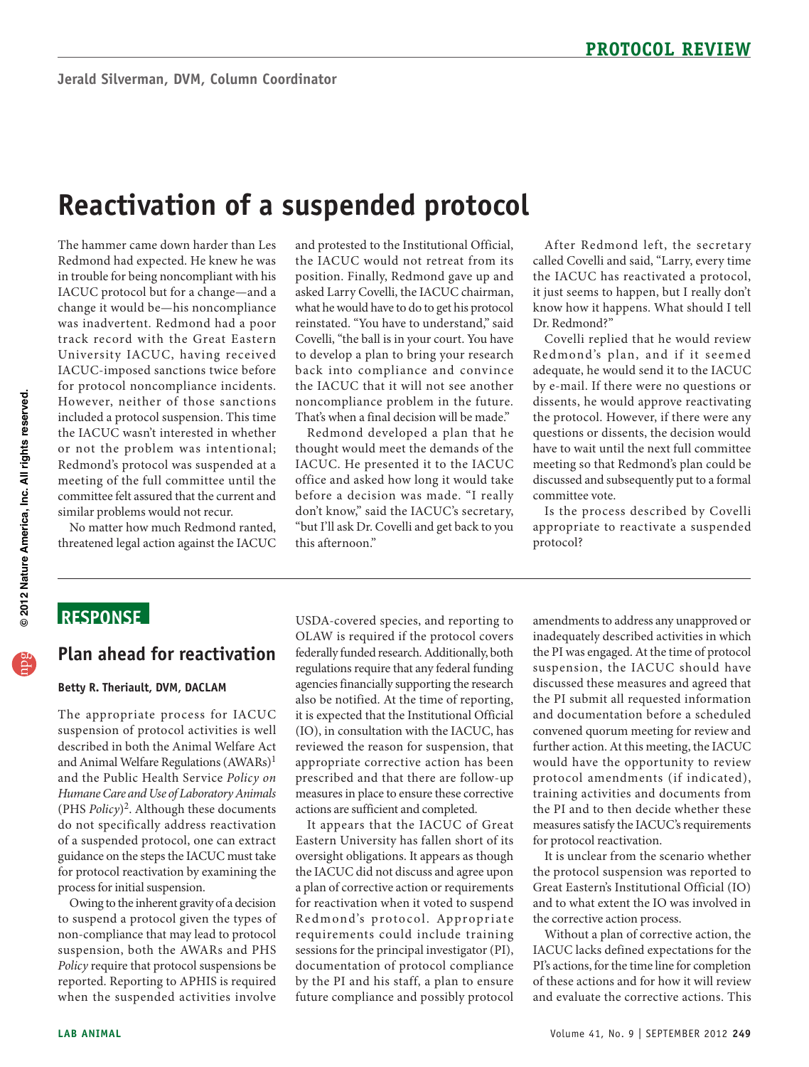PROTOCOL REVIEW

Jerald Silverman, DVM, Column Coordinator

# Reactivation of a suspended protocol

The hammer came down harder than Les Redmond had expected. He knew he was in trouble for being noncompliant with his IACUC protocol but for a change—and a change it would be—his noncompliance was inadvertent. Redmond had a poor track record with the Great Eastern University IACUC, having received IACUC-imposed sanctions twice before for protocol noncompliance incidents. However, neither of those sanctions included a protocol suspension. This time the IACUC wasn't interested in whether or not the problem was intentional; Redmond's protocol was suspended at a meeting of the full committee until the committee felt assured that the current and similar problems would not recur.

No matter how much Redmond ranted, threatened legal action against the IACUC and protested to the Institutional Official, the IACUC would not retreat from its position. Finally, Redmond gave up and asked Larry Covelli, the IACUC chairman, what he would have to do to get his protocol reinstated. "You have to understand," said Covelli, "the ball is in your court. You have to develop a plan to bring your research back into compliance and convince the IACUC that it will not see another noncompliance problem in the future. That's when a final decision will be made."

Redmond developed a plan that he thought would meet the demands of the IACUC. He presented it to the IACUC office and asked how long it would take before a decision was made. "I really don't know," said the IACUC's secretary, "but I'll ask Dr. Covelli and get back to you this afternoon."

After Redmond left, the secretary called Covelli and said, "Larry, every time the IACUC has reactivated a protocol, it just seems to happen, but I really don't know how it happens. What should I tell Dr. Redmond?"

Covelli replied that he would review Redmond's plan, and if it seemed adequate, he would send it to the IACUC by e-mail. If there were no questions or dissents, he would approve reactivating the protocol. However, if there were any questions or dissents, the decision would have to wait until the next full committee meeting so that Redmond's plan could be discussed and subsequently put to a formal committee vote.

Is the process described by Covelli appropriate to reactivate a suspended protocol?

---

## RESPONSE

## Plan ahead for reactivation

**Betty R. Theriault, DVM, DACLAM**

The appropriate process for IACUC suspension of protocol activities is well described in both the Animal Welfare Act and Animal Welfare Regulations (AWARs)[1] and the Public Health Service *Policy on Humane Care and Use of Laboratory Animals* (PHS *Policy*)[2]. Although these documents do not specifically address reactivation of a suspended protocol, one can extract guidance on the steps the IACUC must take for protocol reactivation by examining the process for initial suspension.

Owing to the inherent gravity of a decision to suspend a protocol given the types of non-compliance that may lead to protocol suspension, both the AWARs and PHS *Policy* require that protocol suspensions be reported. Reporting to APHIS is required when the suspended activities involve USDA-covered species, and reporting to OLAW is required if the protocol covers federally funded research. Additionally, both regulations require that any federal funding agencies financially supporting the research also be notified. At the time of reporting, it is expected that the Institutional Official (IO), in consultation with the IACUC, has reviewed the reason for suspension, that appropriate corrective action has been prescribed and that there are follow-up measures in place to ensure these corrective actions are sufficient and completed.

It appears that the IACUC of Great Eastern University has fallen short of its oversight obligations. It appears as though the IACUC did not discuss and agree upon a plan of corrective action or requirements for reactivation when it voted to suspend Redmond's protocol. Appropriate requirements could include training sessions for the principal investigator (PI), documentation of protocol compliance by the PI and his staff, a plan to ensure future compliance and possibly protocol amendments to address any unapproved or inadequately described activities in which the PI was engaged. At the time of protocol suspension, the IACUC should have discussed these measures and agreed that the PI submit all requested information and documentation before a scheduled convened quorum meeting for review and further action. At this meeting, the IACUC would have the opportunity to review protocol amendments (if indicated), training activities and documents from the PI and to then decide whether these measures satisfy the IACUC's requirements for protocol reactivation.

It is unclear from the scenario whether the protocol suspension was reported to Great Eastern's Institutional Official (IO) and to what extent the IO was involved in the corrective action process.

Without a plan of corrective action, the IACUC lacks defined expectations for the PI's actions, for the time line for completion of these actions and for how it will review and evaluate the corrective actions. This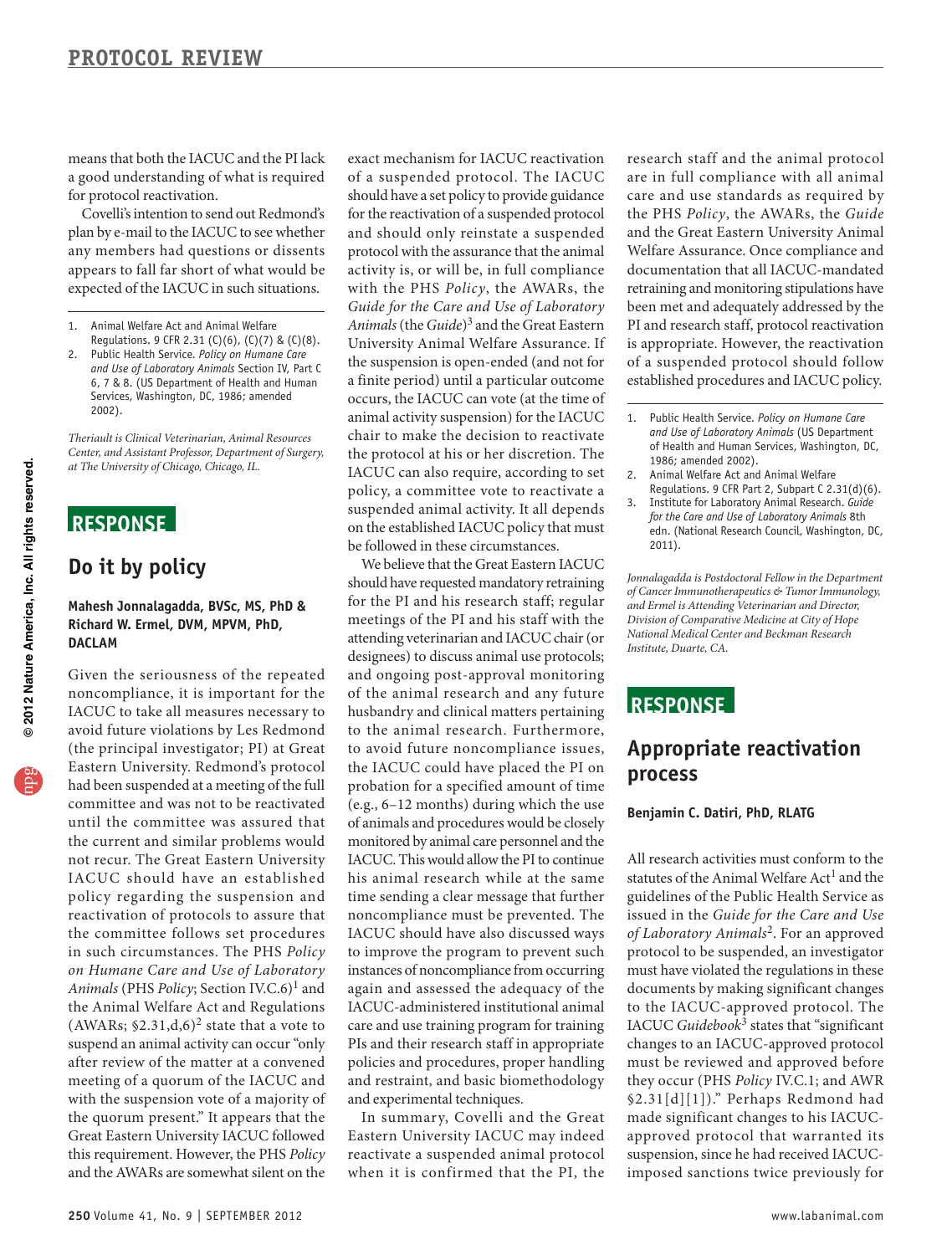means that both the IACUC and the PI lack a good understanding of what is required for protocol reactivation.

Covelli's intention to send out Redmond's plan by e-mail to the IACUC to see whether any members had questions or dissents appears to fall far short of what would be expected of the IACUC in such situations.

1. Animal Welfare Act and Animal Welfare Regulations. 9 CFR 2.31 (C)(6), (C)(7) & (C)(8).
2. Public Health Service. *Policy on Humane Care and Use of Laboratory Animals* Section IV, Part C 6, 7 & 8. (US Department of Health and Human Services, Washington, DC, 1986; amended 2002).

*Theriault is Clinical Veterinarian, Animal Resources Center, and Assistant Professor, Department of Surgery, at The University of Chicago, Chicago, IL.*

## RESPONSE

## Do it by policy

**Mahesh Jonnalagadda, BVSc, MS, PhD & Richard W. Ermel, DVM, MPVM, PhD, DACLAM**

Given the seriousness of the repeated noncompliance, it is important for the IACUC to take all measures necessary to avoid future violations by Les Redmond (the principal investigator; PI) at Great Eastern University. Redmond's protocol had been suspended at a meeting of the full committee and was not to be reactivated until the committee was assured that the current and similar problems would not recur. The Great Eastern University IACUC should have an established policy regarding the suspension and reactivation of protocols to assure that the committee follows set procedures in such circumstances. The PHS *Policy on Humane Care and Use of Laboratory Animals* (PHS *Policy*; Section IV.C.6)[1] and the Animal Welfare Act and Regulations (AWARs; §2.31,d,6)[2] state that a vote to suspend an animal activity can occur "only after review of the matter at a convened meeting of a quorum of the IACUC and with the suspension vote of a majority of the quorum present." It appears that the Great Eastern University IACUC followed this requirement. However, the PHS *Policy* and the AWARs are somewhat silent on the exact mechanism for IACUC reactivation of a suspended protocol. The IACUC should have a set policy to provide guidance for the reactivation of a suspended protocol and should only reinstate a suspended protocol with the assurance that the animal activity is, or will be, in full compliance with the PHS *Policy*, the AWARs, the *Guide for the Care and Use of Laboratory Animals* (the *Guide*)[3] and the Great Eastern University Animal Welfare Assurance. If the suspension is open-ended (and not for a finite period) until a particular outcome occurs, the IACUC can vote (at the time of animal activity suspension) for the IACUC chair to make the decision to reactivate the protocol at his or her discretion. The IACUC can also require, according to set policy, a committee vote to reactivate a suspended animal activity. It all depends on the established IACUC policy that must be followed in these circumstances.

We believe that the Great Eastern IACUC should have requested mandatory retraining for the PI and his research staff; regular meetings of the PI and his staff with the attending veterinarian and IACUC chair (or designees) to discuss animal use protocols; and ongoing post-approval monitoring of the animal research and any future husbandry and clinical matters pertaining to the animal research. Furthermore, to avoid future noncompliance issues, the IACUC could have placed the PI on probation for a specified amount of time (e.g., 6–12 months) during which the use of animals and procedures would be closely monitored by animal care personnel and the IACUC. This would allow the PI to continue his animal research while at the same time sending a clear message that further noncompliance must be prevented. The IACUC should have also discussed ways to improve the program to prevent such instances of noncompliance from occurring again and assessed the adequacy of the IACUC-administered institutional animal care and use training program for training PIs and their research staff in appropriate policies and procedures, proper handling and restraint, and basic biomethodology and experimental techniques.

In summary, Covelli and the Great Eastern University IACUC may indeed reactivate a suspended animal protocol when it is confirmed that the PI, the research staff and the animal protocol are in full compliance with all animal care and use standards as required by the PHS *Policy*, the AWARs, the *Guide* and the Great Eastern University Animal Welfare Assurance. Once compliance and documentation that all IACUC-mandated retraining and monitoring stipulations have been met and adequately addressed by the PI and research staff, protocol reactivation is appropriate. However, the reactivation of a suspended protocol should follow established procedures and IACUC policy.

1. Public Health Service. *Policy on Humane Care and Use of Laboratory Animals* (US Department of Health and Human Services, Washington, DC, 1986; amended 2002).
2. Animal Welfare Act and Animal Welfare Regulations. 9 CFR Part 2, Subpart C 2.31(d)(6).
3. Institute for Laboratory Animal Research. *Guide for the Care and Use of Laboratory Animals* 8th edn. (National Research Council, Washington, DC, 2011).

*Jonnalagadda is Postdoctoral Fellow in the Department of Cancer Immunotherapeutics & Tumor Immunology, and Ermel is Attending Veterinarian and Director, Division of Comparative Medicine at City of Hope National Medical Center and Beckman Research Institute, Duarte, CA.*

## RESPONSE

## Appropriate reactivation process

**Benjamin C. Datiri, PhD, RLATG**

All research activities must conform to the statutes of the Animal Welfare Act[1] and the guidelines of the Public Health Service as issued in the *Guide for the Care and Use of Laboratory Animals*[2]. For an approved protocol to be suspended, an investigator must have violated the regulations in these documents by making significant changes to the IACUC-approved protocol. The IACUC *Guidebook*[3] states that "significant changes to an IACUC-approved protocol must be reviewed and approved before they occur (PHS *Policy* IV.C.1; and AWR §2.31[d][1])." Perhaps Redmond had made significant changes to his IACUC-approved protocol that warranted its suspension, since he had received IACUC-imposed sanctions twice previously for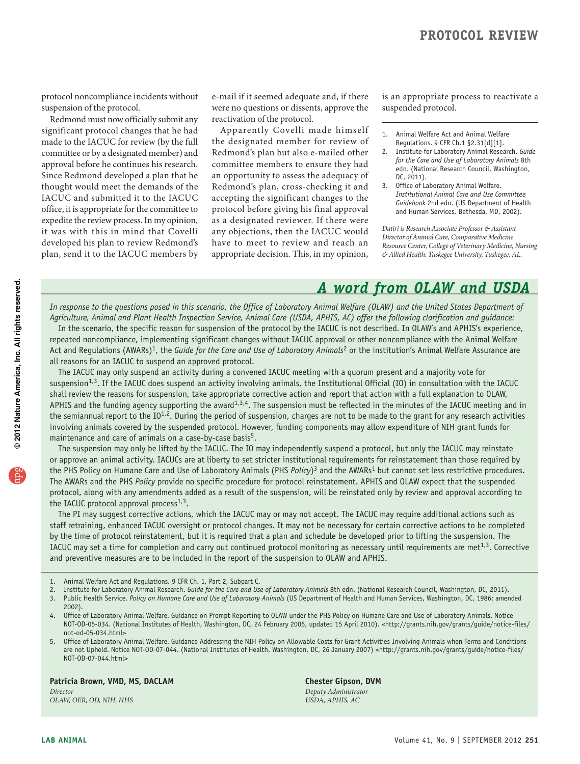protocol noncompliance incidents without suspension of the protocol.

Redmond must now officially submit any significant protocol changes that he had made to the IACUC for review (by the full committee or by a designated member) and approval before he continues his research. Since Redmond developed a plan that he thought would meet the demands of the IACUC and submitted it to the IACUC office, it is appropriate for the committee to expedite the review process. In my opinion, it was with this in mind that Covelli developed his plan to review Redmond's plan, send it to the IACUC members by e-mail if it seemed adequate and, if there were no questions or dissents, approve the reactivation of the protocol.

Apparently Covelli made himself the designated member for review of Redmond's plan but also e-mailed other committee members to ensure they had an opportunity to assess the adequacy of Redmond's plan, cross-checking it and accepting the significant changes to the protocol before giving his final approval as a designated reviewer. If there were any objections, then the IACUC would have to meet to review and reach an appropriate decision. This, in my opinion, is an appropriate process to reactivate a suspended protocol.

1. Animal Welfare Act and Animal Welfare Regulations. 9 CFR Ch.1 §2.31[d][1].
2. Institute for Laboratory Animal Research. *Guide for the Care and Use of Laboratory Animals* 8th edn. (National Research Council, Washington, DC, 2011).
3. Office of Laboratory Animal Welfare. *Institutional Animal Care and Use Committee Guidebook* 2nd edn. (US Department of Health and Human Services, Bethesda, MD, 2002).

*Datiri is Research Associate Professor & Assistant Director of Animal Care, Comparative Medicine Resource Center, College of Veterinary Medicine, Nursing & Allied Health, Tuskegee University, Tuskegee, AL.*

## *A word from OLAW and USDA*

*In response to the questions posed in this scenario, the Office of Laboratory Animal Welfare (OLAW) and the United States Department of Agriculture, Animal and Plant Health Inspection Service, Animal Care (USDA, APHIS, AC) offer the following clarification and guidance:*

In the scenario, the specific reason for suspension of the protocol by the IACUC is not described. In OLAW's and APHIS's experience, repeated noncompliance, implementing significant changes without IACUC approval or other noncompliance with the Animal Welfare Act and Regulations (AWARs)[1], the *Guide for the Care and Use of Laboratory Animals*[2] or the institution's Animal Welfare Assurance are all reasons for an IACUC to suspend an approved protocol.

The IACUC may only suspend an activity during a convened IACUC meeting with a quorum present and a majority vote for suspension[1,3]. If the IACUC does suspend an activity involving animals, the Institutional Official (IO) in consultation with the IACUC shall review the reasons for suspension, take appropriate corrective action and report that action with a full explanation to OLAW, APHIS and the funding agency supporting the award[1,3,4]. The suspension must be reflected in the minutes of the IACUC meeting and in the semiannual report to the IO[1,2]. During the period of suspension, charges are not to be made to the grant for any research activities involving animals covered by the suspended protocol. However, funding components may allow expenditure of NIH grant funds for maintenance and care of animals on a case-by-case basis[5].

The suspension may only be lifted by the IACUC. The IO may independently suspend a protocol, but only the IACUC may reinstate or approve an animal activity. IACUCs are at liberty to set stricter institutional requirements for reinstatement than those required by the PHS Policy on Humane Care and Use of Laboratory Animals (PHS *Policy*)[3] and the AWARs[1] but cannot set less restrictive procedures. The AWARs and the PHS *Policy* provide no specific procedure for protocol reinstatement. APHIS and OLAW expect that the suspended protocol, along with any amendments added as a result of the suspension, will be reinstated only by review and approval according to the IACUC protocol approval process[1,3].

The PI may suggest corrective actions, which the IACUC may or may not accept. The IACUC may require additional actions such as staff retraining, enhanced IACUC oversight or protocol changes. It may not be necessary for certain corrective actions to be completed by the time of protocol reinstatement, but it is required that a plan and schedule be developed prior to lifting the suspension. The IACUC may set a time for completion and carry out continued protocol monitoring as necessary until requirements are met[1,3]. Corrective and preventive measures are to be included in the report of the suspension to OLAW and APHIS.

1. Animal Welfare Act and Regulations. 9 CFR Ch. 1, Part 2, Subpart C.
2. Institute for Laboratory Animal Research. *Guide for the Care and Use of Laboratory Animals* 8th edn. (National Research Council, Washington, DC, 2011).
3. Public Health Service. *Policy on Humane Care and Use of Laboratory Animals* (US Department of Health and Human Services, Washington, DC, 1986; amended 2002).
4. Office of Laboratory Animal Welfare. Guidance on Prompt Reporting to OLAW under the PHS Policy on Humane Care and Use of Laboratory Animals. Notice NOT-OD-05-034. (National Institutes of Health, Washington, DC, 24 February 2005, updated 15 April 2010). <http://grants.nih.gov/grants/guide/notice-files/not-od-05-034.html>
5. Office of Laboratory Animal Welfare. Guidance Addressing the NIH Policy on Allowable Costs for Grant Activities Involving Animals when Terms and Conditions are not Upheld. Notice NOT-OD-07-044. (National Institutes of Health, Washington, DC, 26 January 2007) <http://grants.nih.gov/grants/guide/notice-files/NOT-OD-07-044.html>

**Patricia Brown, VMD, MS, DACLAM**
*Director*
*OLAW, OER, OD, NIH, HHS*

**Chester Gipson, DVM**
*Deputy Administrator*
*USDA, APHIS, AC*